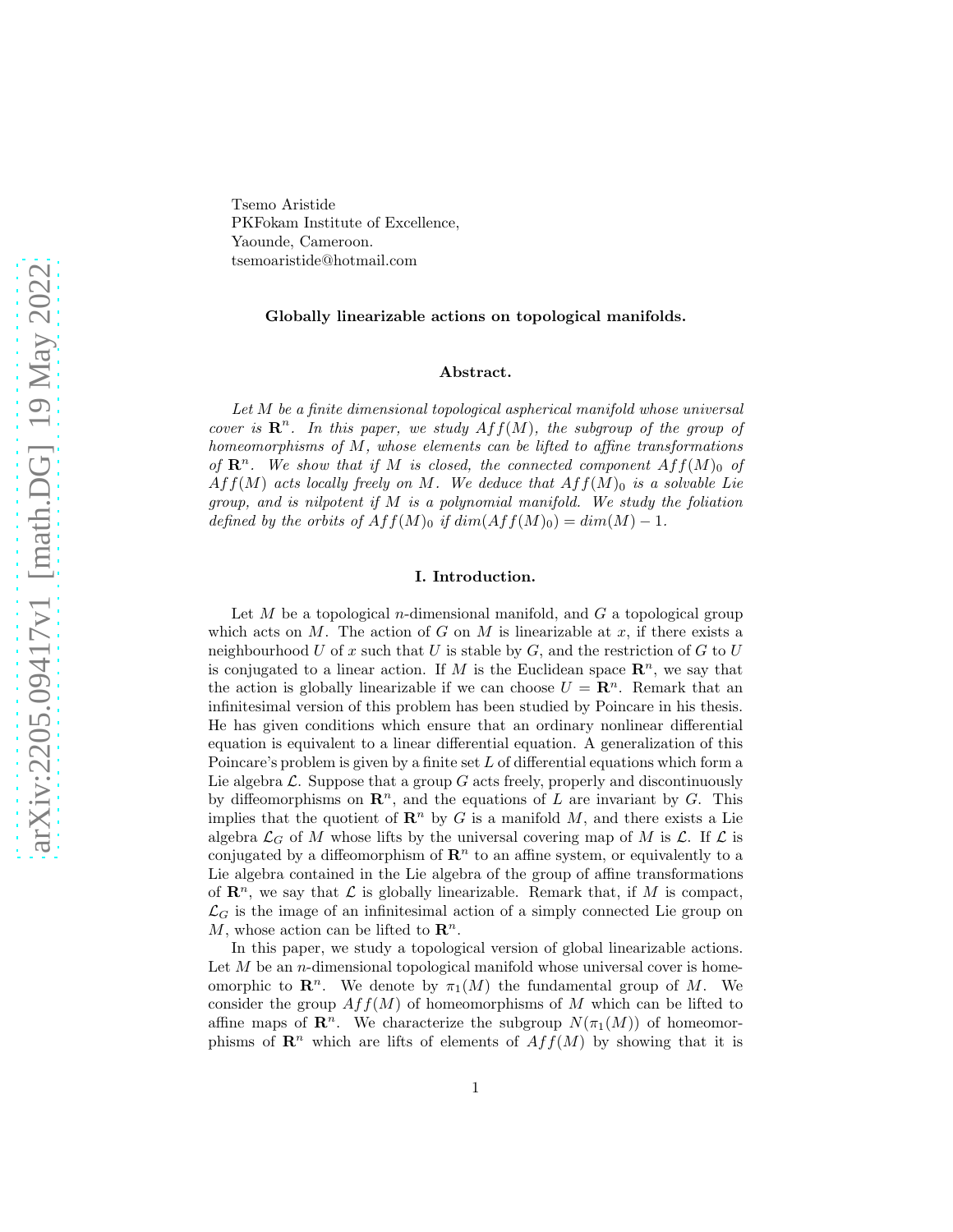Tsemo Aristide
PKFokam Institute of Excellence,
Yaounde, Cameroon.
tsemoaristide@hotmail.com

# Globally linearizable actions on topological manifolds.

## Abstract.

*Let $M$ be a finite dimensional topological aspherical manifold whose universal cover is $\mathbf{R}^n$. In this paper, we study $Aff(M)$, the subgroup of the group of homeomorphisms of $M$, whose elements can be lifted to affine transformations of $\mathbf{R}^n$. We show that if $M$ is closed, the connected component $Aff(M)_0$ of $Aff(M)$ acts locally freely on $M$. We deduce that $Aff(M)_0$ is a solvable Lie group, and is nilpotent if $M$ is a polynomial manifold. We study the foliation defined by the orbits of $Aff(M)_0$ if $dim(Aff(M)_0) = dim(M) - 1$.*

## I. Introduction.

Let $M$ be a topological $n$-dimensional manifold, and $G$ a topological group which acts on $M$. The action of $G$ on $M$ is linearizable at $x$, if there exists a neighbourhood $U$ of $x$ such that $U$ is stable by $G$, and the restriction of $G$ to $U$ is conjugated to a linear action. If $M$ is the Euclidean space $\mathbf{R}^n$, we say that the action is globally linearizable if we can choose $U = \mathbf{R}^n$. Remark that an infinitesimal version of this problem has been studied by Poincare in his thesis. He has given conditions which ensure that an ordinary nonlinear differential equation is equivalent to a linear differential equation. A generalization of this Poincare's problem is given by a finite set $L$ of differential equations which form a Lie algebra $\mathcal{L}$. Suppose that a group $G$ acts freely, properly and discontinuously by diffeomorphisms on $\mathbf{R}^n$, and the equations of $L$ are invariant by $G$. This implies that the quotient of $\mathbf{R}^n$ by $G$ is a manifold $M$, and there exists a Lie algebra $\mathcal{L}_G$ of $M$ whose lifts by the universal covering map of $M$ is $\mathcal{L}$. If $\mathcal{L}$ is conjugated by a diffeomorphism of $\mathbf{R}^n$ to an affine system, or equivalently to a Lie algebra contained in the Lie algebra of the group of affine transformations of $\mathbf{R}^n$, we say that $\mathcal{L}$ is globally linearizable. Remark that, if $M$ is compact, $\mathcal{L}_G$ is the image of an infinitesimal action of a simply connected Lie group on $M$, whose action can be lifted to $\mathbf{R}^n$.

In this paper, we study a topological version of global linearizable actions. Let $M$ be an $n$-dimensional topological manifold whose universal cover is homeomorphic to $\mathbf{R}^n$. We denote by $\pi_1(M)$ the fundamental group of $M$. We consider the group $Aff(M)$ of homeomorphisms of $M$ which can be lifted to affine maps of $\mathbf{R}^n$. We characterize the subgroup $N(\pi_1(M))$ of homeomorphisms of $\mathbf{R}^n$ which are lifts of elements of $Aff(M)$ by showing that it is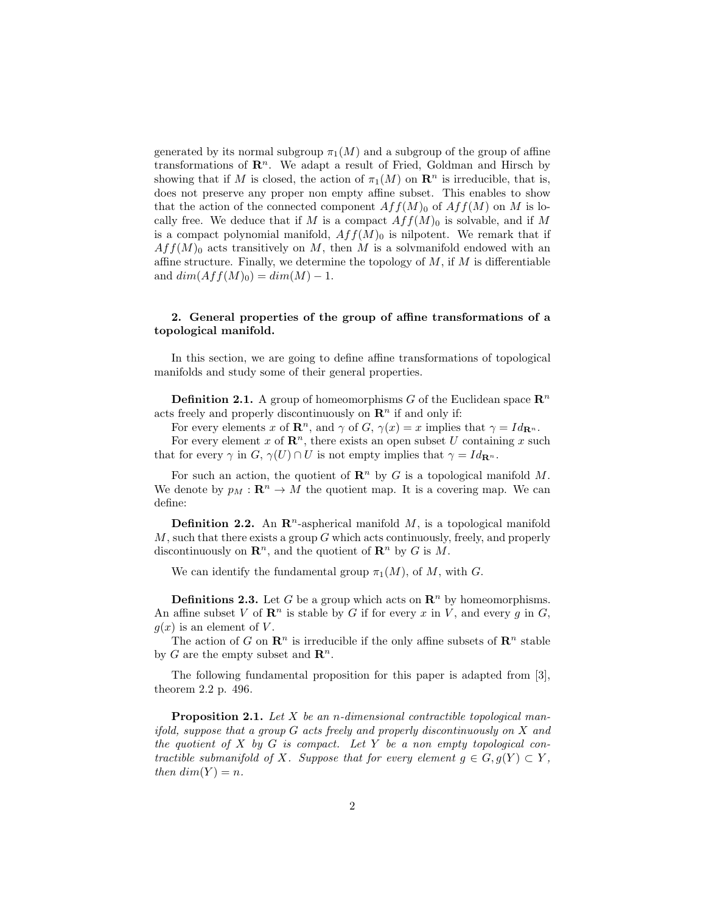generated by its normal subgroup $\pi_1(M)$ and a subgroup of the group of affine transformations of $\mathbf{R}^n$. We adapt a result of Fried, Goldman and Hirsch by showing that if $M$ is closed, the action of $\pi_1(M)$ on $\mathbf{R}^n$ is irreducible, that is, does not preserve any proper non empty affine subset. This enables to show that the action of the connected component $Aff(M)_0$ of $Aff(M)$ on $M$ is locally free. We deduce that if $M$ is a compact $Aff(M)_0$ is solvable, and if $M$ is a compact polynomial manifold, $Aff(M)_0$ is nilpotent. We remark that if $Aff(M)_0$ acts transitively on $M$, then $M$ is a solvmanifold endowed with an affine structure. Finally, we determine the topology of $M$, if $M$ is differentiable and $dim(Aff(M)_0) = dim(M) - 1$.

## 2. General properties of the group of affine transformations of a topological manifold.

In this section, we are going to define affine transformations of topological manifolds and study some of their general properties.

**Definition 2.1.** A group of homeomorphisms $G$ of the Euclidean space $\mathbf{R}^n$ acts freely and properly discontinuously on $\mathbf{R}^n$ if and only if:

For every elements $x$ of $\mathbf{R}^n$, and $\gamma$ of $G$, $\gamma(x) = x$ implies that $\gamma = Id_{\mathbf{R}^n}$.

For every element $x$ of $\mathbf{R}^n$, there exists an open subset $U$ containing $x$ such that for every $\gamma$ in $G$, $\gamma(U) \cap U$ is not empty implies that $\gamma = Id_{\mathbf{R}^n}$.

For such an action, the quotient of $\mathbf{R}^n$ by $G$ is a topological manifold $M$. We denote by $p_M : \mathbf{R}^n \to M$ the quotient map. It is a covering map. We can define:

**Definition 2.2.** An $\mathbf{R}^n$-aspherical manifold $M$, is a topological manifold $M$, such that there exists a group $G$ which acts continuously, freely, and properly discontinuously on $\mathbf{R}^n$, and the quotient of $\mathbf{R}^n$ by $G$ is $M$.

We can identify the fundamental group $\pi_1(M)$, of $M$, with $G$.

**Definitions 2.3.** Let $G$ be a group which acts on $\mathbf{R}^n$ by homeomorphisms. An affine subset $V$ of $\mathbf{R}^n$ is stable by $G$ if for every $x$ in $V$, and every $g$ in $G$, $g(x)$ is an element of $V$.

The action of $G$ on $\mathbf{R}^n$ is irreducible if the only affine subsets of $\mathbf{R}^n$ stable by $G$ are the empty subset and $\mathbf{R}^n$.

The following fundamental proposition for this paper is adapted from [3], theorem 2.2 p. 496.

**Proposition 2.1.** *Let $X$ be an $n$-dimensional contractible topological manifold, suppose that a group $G$ acts freely and properly discontinuously on $X$ and the quotient of $X$ by $G$ is compact. Let $Y$ be a non empty topological contractible submanifold of $X$. Suppose that for every element $g \in G, g(Y) \subset Y$, then $dim(Y) = n$.*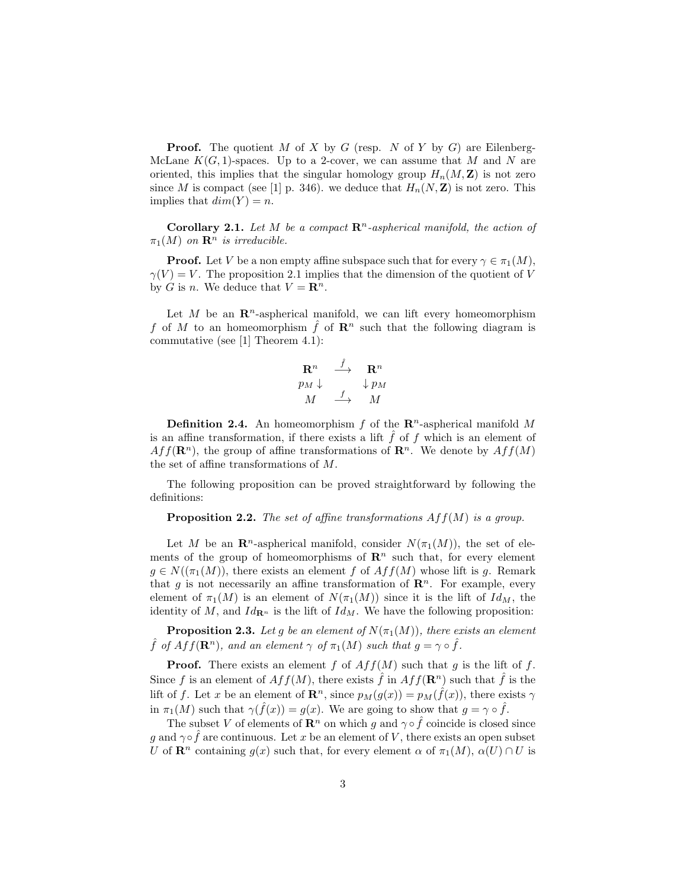**Proof.** The quotient $M$ of $X$ by $G$ (resp. $N$ of $Y$ by $G$) are Eilenberg-McLane $K(G,1)$-spaces. Up to a 2-cover, we can assume that $M$ and $N$ are oriented, this implies that the singular homology group $H_n(M, \mathbf{Z})$ is not zero since $M$ is compact (see [1] p. 346). we deduce that $H_n(N, \mathbf{Z})$ is not zero. This implies that $dim(Y) = n$.

**Corollary 2.1.** *Let $M$ be a compact $\mathbf{R}^n$-aspherical manifold, the action of $\pi_1(M)$ on $\mathbf{R}^n$ is irreducible.*

**Proof.** Let $V$ be a non empty affine subspace such that for every $\gamma \in \pi_1(M)$, $\gamma(V) = V$. The proposition 2.1 implies that the dimension of the quotient of $V$ by $G$ is $n$. We deduce that $V = \mathbf{R}^n$.

Let $M$ be an $\mathbf{R}^n$-aspherical manifold, we can lift every homeomorphism $f$ of $M$ to an homeomorphism $\hat{f}$ of $\mathbf{R}^n$ such that the following diagram is commutative (see [1] Theorem 4.1):

$$
\begin{array}{ccc}
\mathbf{R}^n & \xrightarrow{\hat{f}} & \mathbf{R}^n \\
p_M \downarrow & & \downarrow p_M \\
M & \xrightarrow{f} & M
\end{array}
$$

**Definition 2.4.** An homeomorphism $f$ of the $\mathbf{R}^n$-aspherical manifold $M$ is an affine transformation, if there exists a lift $\hat{f}$ of $f$ which is an element of $Aff(\mathbf{R}^n)$, the group of affine transformations of $\mathbf{R}^n$. We denote by $Aff(M)$ the set of affine transformations of $M$.

The following proposition can be proved straightforward by following the definitions:

**Proposition 2.2.** *The set of affine transformations $Aff(M)$ is a group.*

Let $M$ be an $\mathbf{R}^n$-aspherical manifold, consider $N(\pi_1(M))$, the set of elements of the group of homeomorphisms of $\mathbf{R}^n$ such that, for every element $g \in N((\pi_1(M))$, there exists an element $f$ of $Aff(M)$ whose lift is $g$. Remark that $g$ is not necessarily an affine transformation of $\mathbf{R}^n$. For example, every element of $\pi_1(M)$ is an element of $N(\pi_1(M))$ since it is the lift of $Id_M$, the identity of $M$, and $Id_{\mathbf{R}^n}$ is the lift of $Id_M$. We have the following proposition:

**Proposition 2.3.** *Let $g$ be an element of $N(\pi_1(M))$, there exists an element $\hat{f}$ of $Aff(\mathbf{R}^n)$, and an element $\gamma$ of $\pi_1(M)$ such that $g = \gamma \circ \hat{f}$.*

**Proof.** There exists an element $f$ of $Aff(M)$ such that $g$ is the lift of $f$. Since $f$ is an element of $Aff(M)$, there exists $\hat{f}$ in $Aff(\mathbf{R}^n)$ such that $\hat{f}$ is the lift of $f$. Let $x$ be an element of $\mathbf{R}^n$, since $p_M(g(x)) = p_M(\hat{f}(x))$, there exists $\gamma$ in $\pi_1(M)$ such that $\gamma(\hat{f}(x)) = g(x)$. We are going to show that $g = \gamma \circ \hat{f}$.

The subset $V$ of elements of $\mathbf{R}^n$ on which $g$ and $\gamma \circ \hat{f}$ coincide is closed since $g$ and $\gamma \circ \hat{f}$ are continuous. Let $x$ be an element of $V$, there exists an open subset $U$ of $\mathbf{R}^n$ containing $g(x)$ such that, for every element $\alpha$ of $\pi_1(M)$, $\alpha(U) \cap U$ is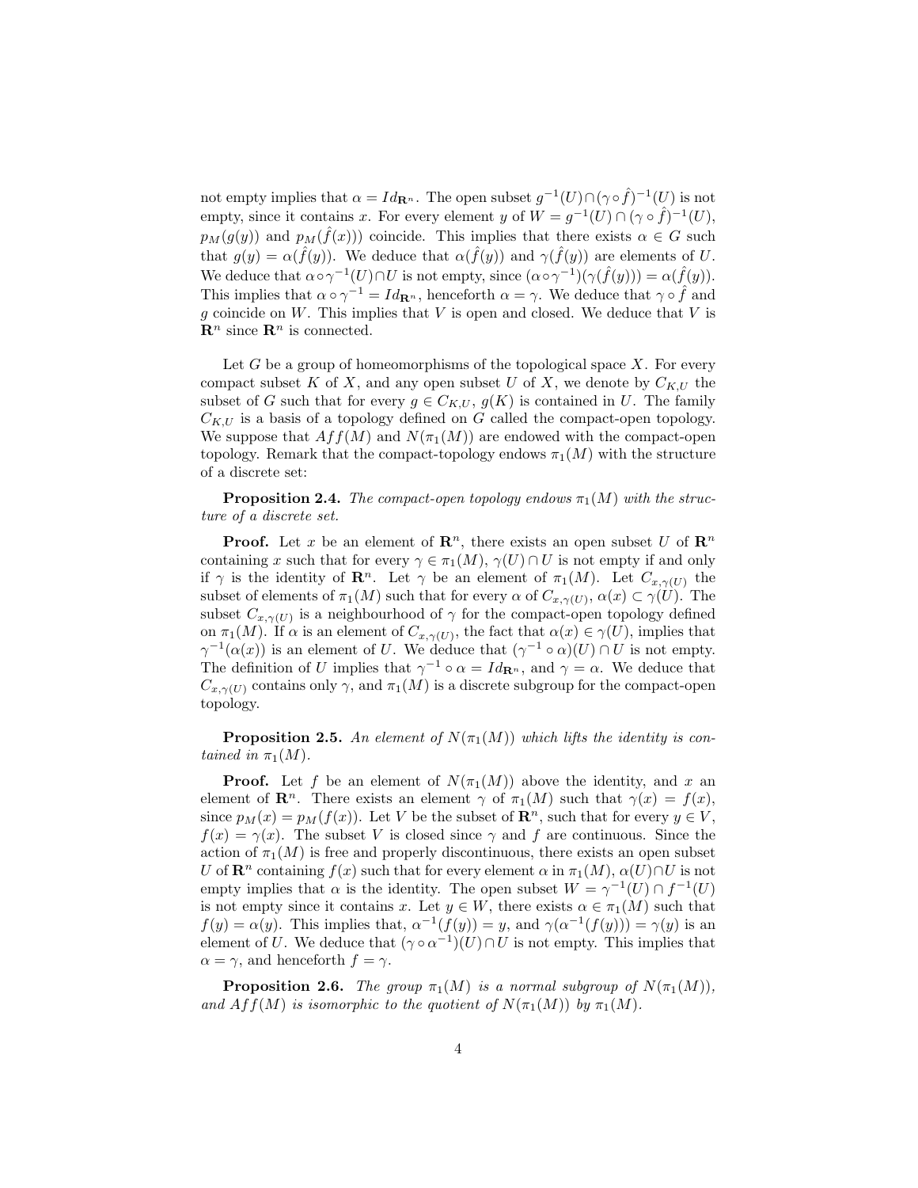not empty implies that $\alpha = Id_{\mathbf{R}^n}$. The open subset $g^{-1}(U) \cap (\gamma \circ \hat{f})^{-1}(U)$ is not empty, since it contains $x$. For every element $y$ of $W = g^{-1}(U) \cap (\gamma \circ \hat{f})^{-1}(U)$, $p_M(g(y))$ and $p_M(\hat{f}(x)))$ coincide. This implies that there exists $\alpha \in G$ such that $g(y) = \alpha(\hat{f}(y))$. We deduce that $\alpha(\hat{f}(y))$ and $\gamma(\hat{f}(y))$ are elements of $U$. We deduce that $\alpha \circ \gamma^{-1}(U) \cap U$ is not empty, since $(\alpha \circ \gamma^{-1})(\gamma(\hat{f}(y))) = \alpha(\hat{f}(y))$. This implies that $\alpha \circ \gamma^{-1} = Id_{\mathbf{R}^n}$, henceforth $\alpha = \gamma$. We deduce that $\gamma \circ \hat{f}$ and $g$ coincide on $W$. This implies that $V$ is open and closed. We deduce that $V$ is $\mathbf{R}^n$ since $\mathbf{R}^n$ is connected.

Let $G$ be a group of homeomorphisms of the topological space $X$. For every compact subset $K$ of $X$, and any open subset $U$ of $X$, we denote by $C_{K,U}$ the subset of $G$ such that for every $g \in C_{K,U}$, $g(K)$ is contained in $U$. The family $C_{K,U}$ is a basis of a topology defined on $G$ called the compact-open topology. We suppose that $Aff(M)$ and $N(\pi_1(M))$ are endowed with the compact-open topology. Remark that the compact-topology endows $\pi_1(M)$ with the structure of a discrete set:

**Proposition 2.4.** *The compact-open topology endows $\pi_1(M)$ with the structure of a discrete set.*

**Proof.** Let $x$ be an element of $\mathbf{R}^n$, there exists an open subset $U$ of $\mathbf{R}^n$ containing $x$ such that for every $\gamma \in \pi_1(M)$, $\gamma(U) \cap U$ is not empty if and only if $\gamma$ is the identity of $\mathbf{R}^n$. Let $\gamma$ be an element of $\pi_1(M)$. Let $C_{x,\gamma(U)}$ the subset of elements of $\pi_1(M)$ such that for every $\alpha$ of $C_{x,\gamma(U)}$, $\alpha(x) \subset \gamma(U)$. The subset $C_{x,\gamma(U)}$ is a neighbourhood of $\gamma$ for the compact-open topology defined on $\pi_1(M)$. If $\alpha$ is an element of $C_{x,\gamma(U)}$, the fact that $\alpha(x) \in \gamma(U)$, implies that $\gamma^{-1}(\alpha(x))$ is an element of $U$. We deduce that $(\gamma^{-1} \circ \alpha)(U) \cap U$ is not empty. The definition of $U$ implies that $\gamma^{-1} \circ \alpha = Id_{\mathbf{R}^n}$, and $\gamma = \alpha$. We deduce that $C_{x,\gamma(U)}$ contains only $\gamma$, and $\pi_1(M)$ is a discrete subgroup for the compact-open topology.

**Proposition 2.5.** *An element of $N(\pi_1(M))$ which lifts the identity is contained in $\pi_1(M)$.*

**Proof.** Let $f$ be an element of $N(\pi_1(M))$ above the identity, and $x$ an element of $\mathbf{R}^n$. There exists an element $\gamma$ of $\pi_1(M)$ such that $\gamma(x) = f(x)$, since $p_M(x) = p_M(f(x))$. Let $V$ be the subset of $\mathbf{R}^n$, such that for every $y \in V$, $f(x) = \gamma(x)$. The subset $V$ is closed since $\gamma$ and $f$ are continuous. Since the action of $\pi_1(M)$ is free and properly discontinuous, there exists an open subset $U$ of $\mathbf{R}^n$ containing $f(x)$ such that for every element $\alpha$ in $\pi_1(M)$, $\alpha(U) \cap U$ is not empty implies that $\alpha$ is the identity. The open subset $W = \gamma^{-1}(U) \cap f^{-1}(U)$ is not empty since it contains $x$. Let $y \in W$, there exists $\alpha \in \pi_1(M)$ such that $f(y) = \alpha(y)$. This implies that, $\alpha^{-1}(f(y)) = y$, and $\gamma(\alpha^{-1}(f(y))) = \gamma(y)$ is an element of $U$. We deduce that $(\gamma \circ \alpha^{-1})(U) \cap U$ is not empty. This implies that $\alpha = \gamma$, and henceforth $f = \gamma$.

**Proposition 2.6.** *The group $\pi_1(M)$ is a normal subgroup of $N(\pi_1(M))$, and $Aff(M)$ is isomorphic to the quotient of $N(\pi_1(M))$ by $\pi_1(M)$.*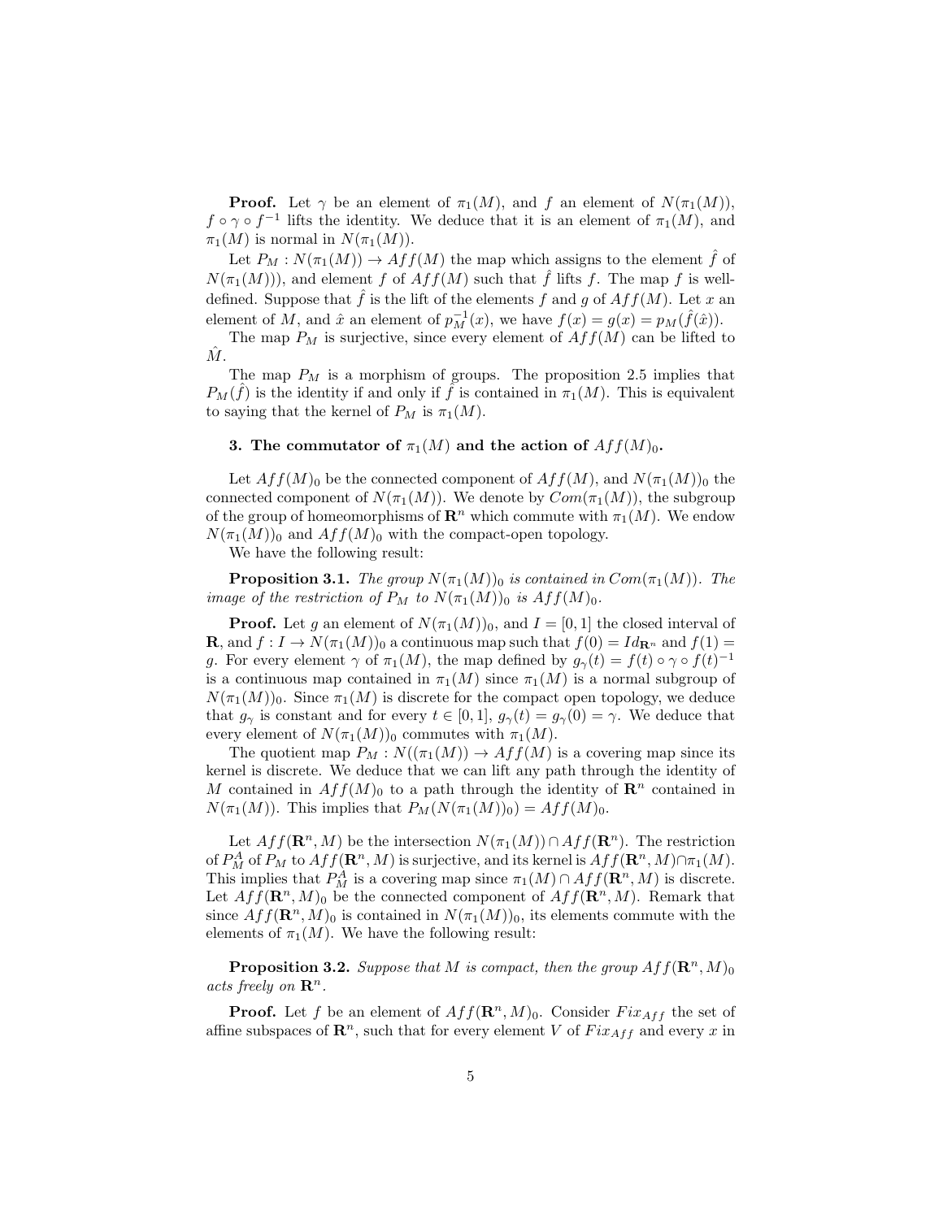**Proof.** Let $\gamma$ be an element of $\pi_1(M)$, and $f$ an element of $N(\pi_1(M))$, $f \circ \gamma \circ f^{-1}$ lifts the identity. We deduce that it is an element of $\pi_1(M)$, and $\pi_1(M)$ is normal in $N(\pi_1(M))$.

Let $P_M : N(\pi_1(M)) \rightarrow Aff(M)$ the map which assigns to the element $\hat{f}$ of $N(\pi_1(M)))$, and element $f$ of $Aff(M)$ such that $\hat{f}$ lifts $f$. The map $f$ is well-defined. Suppose that $\hat{f}$ is the lift of the elements $f$ and $g$ of $Aff(M)$. Let $x$ an element of $M$, and $\hat{x}$ an element of $p_M^{-1}(x)$, we have $f(x) = g(x) = p_M(\hat{f}(\hat{x}))$.

The map $P_M$ is surjective, since every element of $Aff(M)$ can be lifted to $\hat{M}$.

The map $P_M$ is a morphism of groups. The proposition 2.5 implies that $P_M(\hat{f})$ is the identity if and only if $\hat{f}$ is contained in $\pi_1(M)$. This is equivalent to saying that the kernel of $P_M$ is $\pi_1(M)$.

### 3. The commutator of $\pi_1(M)$ and the action of $Aff(M)_0$.

Let $Aff(M)_0$ be the connected component of $Aff(M)$, and $N(\pi_1(M))_0$ the connected component of $N(\pi_1(M))$. We denote by $Com(\pi_1(M))$, the subgroup of the group of homeomorphisms of $\mathbf{R}^n$ which commute with $\pi_1(M)$. We endow $N(\pi_1(M))_0$ and $Aff(M)_0$ with the compact-open topology.

We have the following result:

**Proposition 3.1.** *The group $N(\pi_1(M))_0$ is contained in $Com(\pi_1(M))$. The image of the restriction of $P_M$ to $N(\pi_1(M))_0$ is $Aff(M)_0$.*

**Proof.** Let $g$ an element of $N(\pi_1(M))_0$, and $I = [0,1]$ the closed interval of $\mathbf{R}$, and $f : I \rightarrow N(\pi_1(M))_0$ a continuous map such that $f(0) = Id_{\mathbf{R}^n}$ and $f(1) = g$. For every element $\gamma$ of $\pi_1(M)$, the map defined by $g_\gamma(t) = f(t) \circ \gamma \circ f(t)^{-1}$ is a continuous map contained in $\pi_1(M)$ since $\pi_1(M)$ is a normal subgroup of $N(\pi_1(M))_0$. Since $\pi_1(M)$ is discrete for the compact open topology, we deduce that $g_\gamma$ is constant and for every $t \in [0,1]$, $g_\gamma(t) = g_\gamma(0) = \gamma$. We deduce that every element of $N(\pi_1(M))_0$ commutes with $\pi_1(M)$.

The quotient map $P_M : N((\pi_1(M)) \rightarrow Aff(M)$ is a covering map since its kernel is discrete. We deduce that we can lift any path through the identity of $M$ contained in $Aff(M_0)$ to a path through the identity of $\mathbf{R}^n$ contained in $N(\pi_1(M))$. This implies that $P_M(N(\pi_1(M))_0) = Aff(M)_0$.

Let $Aff(\mathbf{R}^n, M)$ be the intersection $N(\pi_1(M)) \cap Aff(\mathbf{R}^n)$. The restriction of $P_M^A$ of $P_M$ to $Aff(\mathbf{R}^n, M)$ is surjective, and its kernel is $Aff(\mathbf{R}^n, M) \cap \pi_1(M)$. This implies that $P_M^A$ is a covering map since $\pi_1(M) \cap Aff(\mathbf{R}^n, M)$ is discrete. Let $Aff(\mathbf{R}^n, M)_0$ be the connected component of $Aff(\mathbf{R}^n, M)$. Remark that since $Aff(\mathbf{R}^n, M)_0$ is contained in $N(\pi_1(M))_0$, its elements commute with the elements of $\pi_1(M)$. We have the following result:

**Proposition 3.2.** *Suppose that $M$ is compact, then the group $Aff(\mathbf{R}^n, M)_0$ acts freely on $\mathbf{R}^n$.*

**Proof.** Let $f$ be an element of $Aff(\mathbf{R}^n, M)_0$. Consider $Fix_{Aff}$ the set of affine subspaces of $\mathbf{R}^n$, such that for every element $V$ of $Fix_{Aff}$ and every $x$ in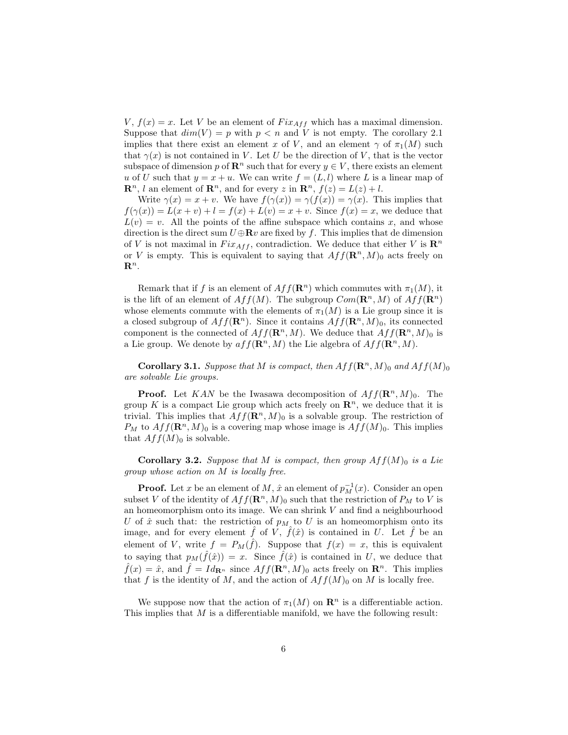$V$, $f(x) = x$. Let $V$ be an element of $Fix_{Aff}$ which has a maximal dimension. Suppose that $dim(V) = p$ with $p < n$ and $V$ is not empty. The corollary 2.1 implies that there exist an element $x$ of $V$, and an element $\gamma$ of $\pi_1(M)$ such that $\gamma(x)$ is not contained in $V$. Let $U$ be the direction of $V$, that is the vector subspace of dimension $p$ of $\mathbf{R}^n$ such that for every $y \in V$, there exists an element $u$ of $U$ such that $y = x + u$. We can write $f = (L, l)$ where $L$ is a linear map of $\mathbf{R}^n$, $l$ an element of $\mathbf{R}^n$, and for every $z$ in $\mathbf{R}^n$, $f(z) = L(z) + l$.

Write $\gamma(x) = x + v$. We have $f(\gamma(x)) = \gamma(f(x)) = \gamma(x)$. This implies that $f(\gamma(x)) = L(x + v) + l = f(x) + L(v) = x + v$. Since $f(x) = x$, we deduce that $L(v) = v$. All the points of the affine subspace which contains $x$, and whose direction is the direct sum $U \oplus \mathbf{R}v$ are fixed by $f$. This implies that de dimension of $V$ is not maximal in $Fix_{Aff}$, contradiction. We deduce that either $V$ is $\mathbf{R}^n$ or $V$ is empty. This is equivalent to saying that $Aff(\mathbf{R}^n, M)_0$ acts freely on $\mathbf{R}^n$.

Remark that if $f$ is an element of $Aff(\mathbf{R}^n)$ which commutes with $\pi_1(M)$, it is the lift of an element of $Aff(M)$. The subgroup $Com(\mathbf{R}^n, M)$ of $Aff(\mathbf{R}^n)$ whose elements commute with the elements of $\pi_1(M)$ is a Lie group since it is a closed subgroup of $Aff(\mathbf{R}^n)$. Since it contains $Aff(\mathbf{R}^n, M)_0$, its connected component is the connected of $Aff(\mathbf{R}^n, M)$. We deduce that $Aff(\mathbf{R}^n, M)_0$ is a Lie group. We denote by $aff(\mathbf{R}^n, M)$ the Lie algebra of $Aff(\mathbf{R}^n, M)$.

**Corollary 3.1.** *Suppose that $M$ is compact, then $Aff(\mathbf{R}^n, M)_0$ and $Aff(M)_0$ are solvable Lie groups.*

**Proof.** Let $KAN$ be the Iwasawa decomposition of $Aff(\mathbf{R}^n, M)_0$. The group $K$ is a compact Lie group which acts freely on $\mathbf{R}^n$, we deduce that it is trivial. This implies that $Aff(\mathbf{R}^n, M)_0$ is a solvable group. The restriction of $P_M$ to $Aff(\mathbf{R}^n, M)_0$ is a covering map whose image is $Aff(M)_0$. This implies that $Aff(M)_0$ is solvable.

**Corollary 3.2.** *Suppose that $M$ is compact, then group $Aff(M)_0$ is a Lie group whose action on $M$ is locally free.*

**Proof.** Let $x$ be an element of $M$, $\hat{x}$ an element of $p_M^{-1}(x)$. Consider an open subset $V$ of the identity of $Aff(\mathbf{R}^n, M)_0$ such that the restriction of $P_M$ to $V$ is an homeomorphism onto its image. We can shrink $V$ and find a neighbourhood $U$ of $\hat{x}$ such that: the restriction of $p_M$ to $U$ is an homeomorphism onto its image, and for every element $\hat{f}$ of $V$, $\hat{f}(\hat{x})$ is contained in $U$. Let $\hat{f}$ be an element of $V$, write $f = P_M(\hat{f})$. Suppose that $f(x) = x$, this is equivalent to saying that $p_M(\hat{f}(\hat{x})) = x$. Since $\hat{f}(\hat{x})$ is contained in $U$, we deduce that $\hat{f}(x) = \hat{x}$, and $\hat{f} = Id_{\mathbf{R}^n}$ since $Aff(\mathbf{R}^n, M)_0$ acts freely on $\mathbf{R}^n$. This implies that $f$ is the identity of $M$, and the action of $Aff(M)_0$ on $M$ is locally free.

We suppose now that the action of $\pi_1(M)$ on $\mathbf{R}^n$ is a differentiable action. This implies that $M$ is a differentiable manifold, we have the following result: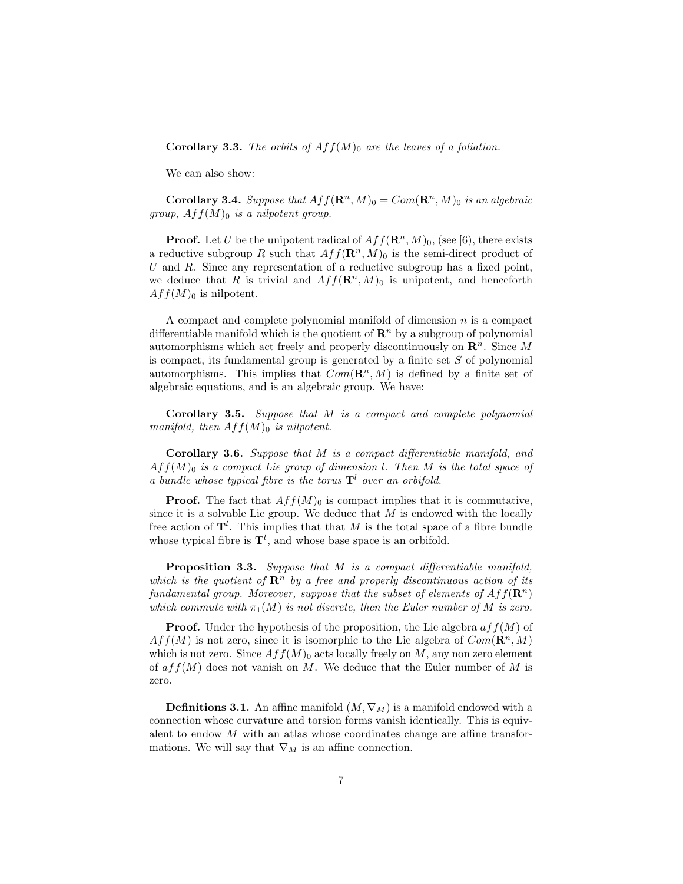**Corollary 3.3.** *The orbits of $Aff(M)_0$ are the leaves of a foliation.*

We can also show:

**Corollary 3.4.** *Suppose that $Aff(\mathbf{R}^n, M)_0 = Com(\mathbf{R}^n, M)_0$ is an algebraic group, $Aff(M)_0$ is a nilpotent group.*

**Proof.** Let $U$ be the unipotent radical of $Aff(\mathbf{R}^n, M)_0$, (see [6], there exists a reductive subgroup $R$ such that $Aff(\mathbf{R}^n, M)_0$ is the semi-direct product of $U$ and $R$. Since any representation of a reductive subgroup has a fixed point, we deduce that $R$ is trivial and $Aff(\mathbf{R}^n, M)_0$ is unipotent, and henceforth $Aff(M)_0$ is nilpotent.

A compact and complete polynomial manifold of dimension $n$ is a compact differentiable manifold which is the quotient of $\mathbf{R}^n$ by a subgroup of polynomial automorphisms which act freely and properly discontinuously on $\mathbf{R}^n$. Since $M$ is compact, its fundamental group is generated by a finite set $S$ of polynomial automorphisms. This implies that $Com(\mathbf{R}^n, M)$ is defined by a finite set of algebraic equations, and is an algebraic group. We have:

**Corollary 3.5.** *Suppose that $M$ is a compact and complete polynomial manifold, then $Aff(M)_0$ is nilpotent.*

**Corollary 3.6.** *Suppose that $M$ is a compact differentiable manifold, and $Aff(M)_0$ is a compact Lie group of dimension $l$. Then $M$ is the total space of a bundle whose typical fibre is the torus $\mathbf{T}^l$ over an orbifold.*

**Proof.** The fact that $Aff(M)_0$ is compact implies that it is commutative, since it is a solvable Lie group. We deduce that $M$ is endowed with the locally free action of $\mathbf{T}^l$. This implies that that $M$ is the total space of a fibre bundle whose typical fibre is $\mathbf{T}^l$, and whose base space is an orbifold.

**Proposition 3.3.** *Suppose that $M$ is a compact differentiable manifold, which is the quotient of $\mathbf{R}^n$ by a free and properly discontinuous action of its fundamental group. Moreover, suppose that the subset of elements of $Aff(\mathbf{R}^n)$ which commute with $\pi_1(M)$ is not discrete, then the Euler number of $M$ is zero.*

**Proof.** Under the hypothesis of the proposition, the Lie algebra $aff(M)$ of $Aff(M)$ is not zero, since it is isomorphic to the Lie algebra of $Com(\mathbf{R}^n, M)$ which is not zero. Since $Aff(M)_0$ acts locally freely on $M$, any non zero element of $aff(M)$ does not vanish on $M$. We deduce that the Euler number of $M$ is zero.

**Definitions 3.1.** An affine manifold $(M, \nabla_M)$ is a manifold endowed with a connection whose curvature and torsion forms vanish identically. This is equivalent to endow $M$ with an atlas whose coordinates change are affine transformations. We will say that $\nabla_M$ is an affine connection.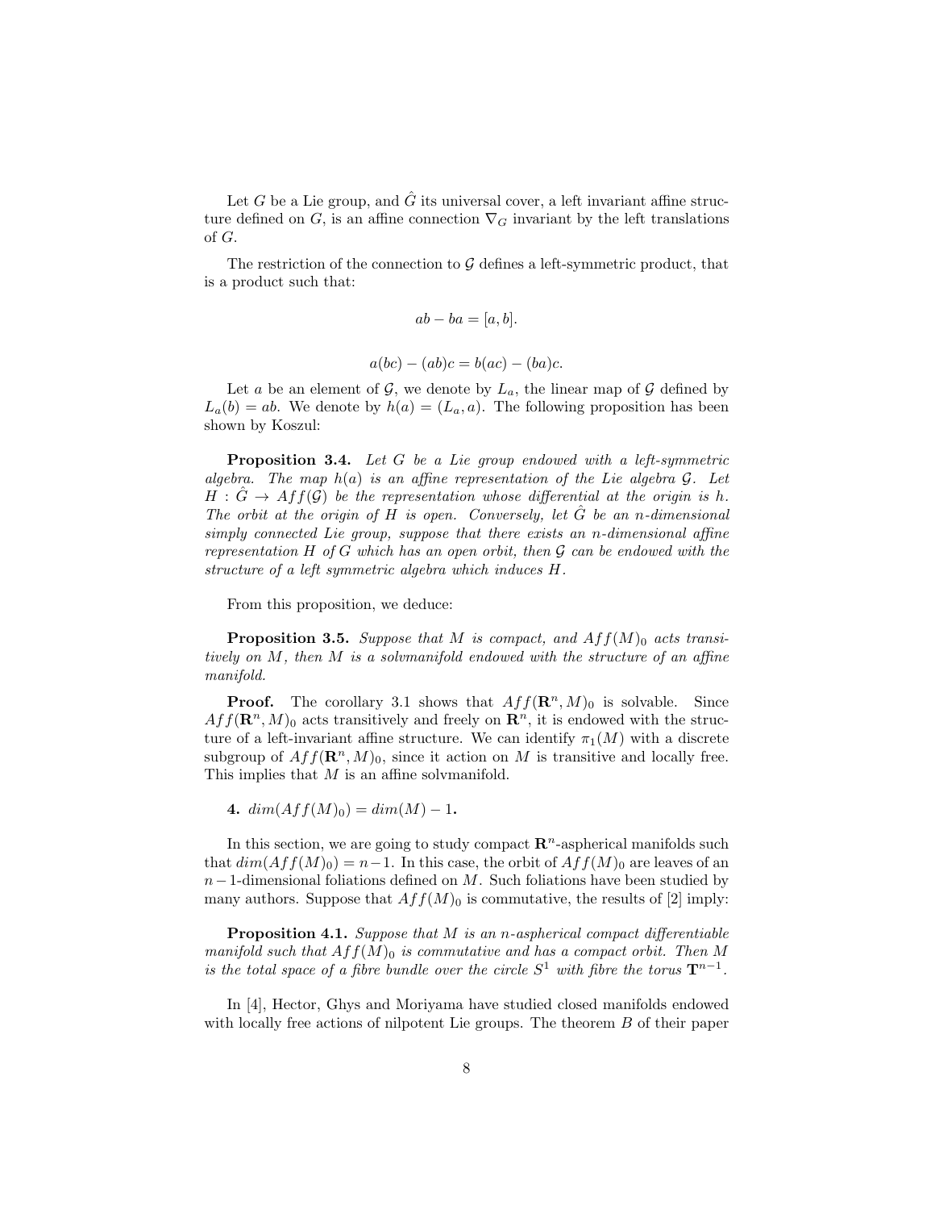Let $G$ be a Lie group, and $\hat{G}$ its universal cover, a left invariant affine structure defined on $G$, is an affine connection $\nabla_G$ invariant by the left translations of $G$.

The restriction of the connection to $\mathcal{G}$ defines a left-symmetric product, that is a product such that:

$$ab - ba = [a, b].$$

$$a(bc) - (ab)c = b(ac) - (ba)c.$$

Let $a$ be an element of $\mathcal{G}$, we denote by $L_a$, the linear map of $\mathcal{G}$ defined by $L_a(b) = ab$. We denote by $h(a) = (L_a, a)$. The following proposition has been shown by Koszul:

**Proposition 3.4.** *Let $G$ be a Lie group endowed with a left-symmetric algebra. The map $h(a)$ is an affine representation of the Lie algebra $\mathcal{G}$. Let $H : \hat{G} \rightarrow Aff(\mathcal{G})$ be the representation whose differential at the origin is $h$. The orbit at the origin of $H$ is open. Conversely, let $\hat{G}$ be an $n$-dimensional simply connected Lie group, suppose that there exists an $n$-dimensional affine representation $H$ of $G$ which has an open orbit, then $\mathcal{G}$ can be endowed with the structure of a left symmetric algebra which induces $H$.*

From this proposition, we deduce:

**Proposition 3.5.** *Suppose that $M$ is compact, and $Aff(M)_0$ acts transitively on $M$, then $M$ is a solvmanifold endowed with the structure of an affine manifold.*

**Proof.** The corollary 3.1 shows that $Aff(\mathbf{R}^n, M)_0$ is solvable. Since $Aff(\mathbf{R}^n, M)_0$ acts transitively and freely on $\mathbf{R}^n$, it is endowed with the structure of a left-invariant affine structure. We can identify $\pi_1(M)$ with a discrete subgroup of $Aff(\mathbf{R}^n, M)_0$, since it action on $M$ is transitive and locally free. This implies that $M$ is an affine solvmanifold.

## 4. $dim(Aff(M)_0) = dim(M) - 1$.

In this section, we are going to study compact $\mathbf{R}^n$-aspherical manifolds such that $dim(Aff(M)_0) = n-1$. In this case, the orbit of $Aff(M)_0$ are leaves of an $n-1$-dimensional foliations defined on $M$. Such foliations have been studied by many authors. Suppose that $Aff(M)_0$ is commutative, the results of [2] imply:

**Proposition 4.1.** *Suppose that $M$ is an $n$-aspherical compact differentiable manifold such that $Aff(M)_0$ is commutative and has a compact orbit. Then $M$ is the total space of a fibre bundle over the circle $S^1$ with fibre the torus $\mathbf{T}^{n-1}$.*

In [4], Hector, Ghys and Moriyama have studied closed manifolds endowed with locally free actions of nilpotent Lie groups. The theorem $B$ of their paper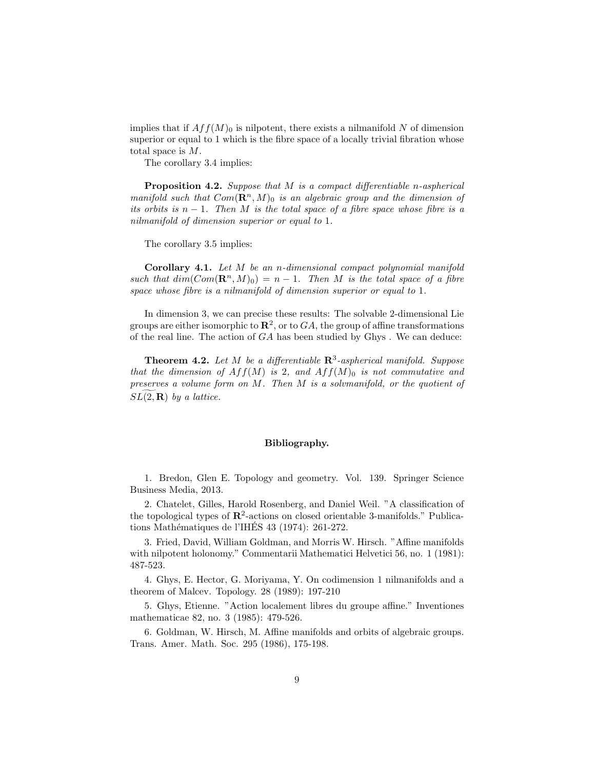implies that if $Aff(M)_0$ is nilpotent, there exists a nilmanifold $N$ of dimension superior or equal to 1 which is the fibre space of a locally trivial fibration whose total space is $M$.

The corollary 3.4 implies:

**Proposition 4.2.** *Suppose that $M$ is a compact differentiable $n$-aspherical manifold such that $Com(\mathbf{R}^n, M)_0$ is an algebraic group and the dimension of its orbits is $n-1$. Then $M$ is the total space of a fibre space whose fibre is a nilmanifold of dimension superior or equal to 1.*

The corollary 3.5 implies:

**Corollary 4.1.** *Let $M$ be an $n$-dimensional compact polynomial manifold such that $dim(Com(\mathbf{R}^n, M)_0) = n-1$. Then $M$ is the total space of a fibre space whose fibre is a nilmanifold of dimension superior or equal to 1.*

In dimension 3, we can precise these results: The solvable 2-dimensional Lie groups are either isomorphic to $\mathbf{R}^2$, or to $GA$, the group of affine transformations of the real line. The action of $GA$ has been studied by Ghys . We can deduce:

**Theorem 4.2.** *Let $M$ be a differentiable $\mathbf{R}^3$-aspherical manifold. Suppose that the dimension of $Aff(M)$ is 2, and $Aff(M)_0$ is not commutative and preserves a volume form on $M$. Then $M$ is a solvmanifold, or the quotient of $\widetilde{SL(2, \mathbf{R})}$ by a lattice.*

## Bibliography.

1. Bredon, Glen E. Topology and geometry. Vol. 139. Springer Science Business Media, 2013.

2. Chatelet, Gilles, Harold Rosenberg, and Daniel Weil. "A classification of the topological types of $\mathbf{R}^2$-actions on closed orientable 3-manifolds." Publications Mathématiques de l'IHÉS 43 (1974): 261-272.

3. Fried, David, William Goldman, and Morris W. Hirsch. "Affine manifolds with nilpotent holonomy." Commentarii Mathematici Helvetici 56, no. 1 (1981): 487-523.

4. Ghys, E. Hector, G. Moriyama, Y. On codimension 1 nilmanifolds and a theorem of Malcev. Topology. 28 (1989): 197-210

5. Ghys, Etienne. "Action localement libres du groupe affine." Inventiones mathematicae 82, no. 3 (1985): 479-526.

6. Goldman, W. Hirsch, M. Affine manifolds and orbits of algebraic groups. Trans. Amer. Math. Soc. 295 (1986), 175-198.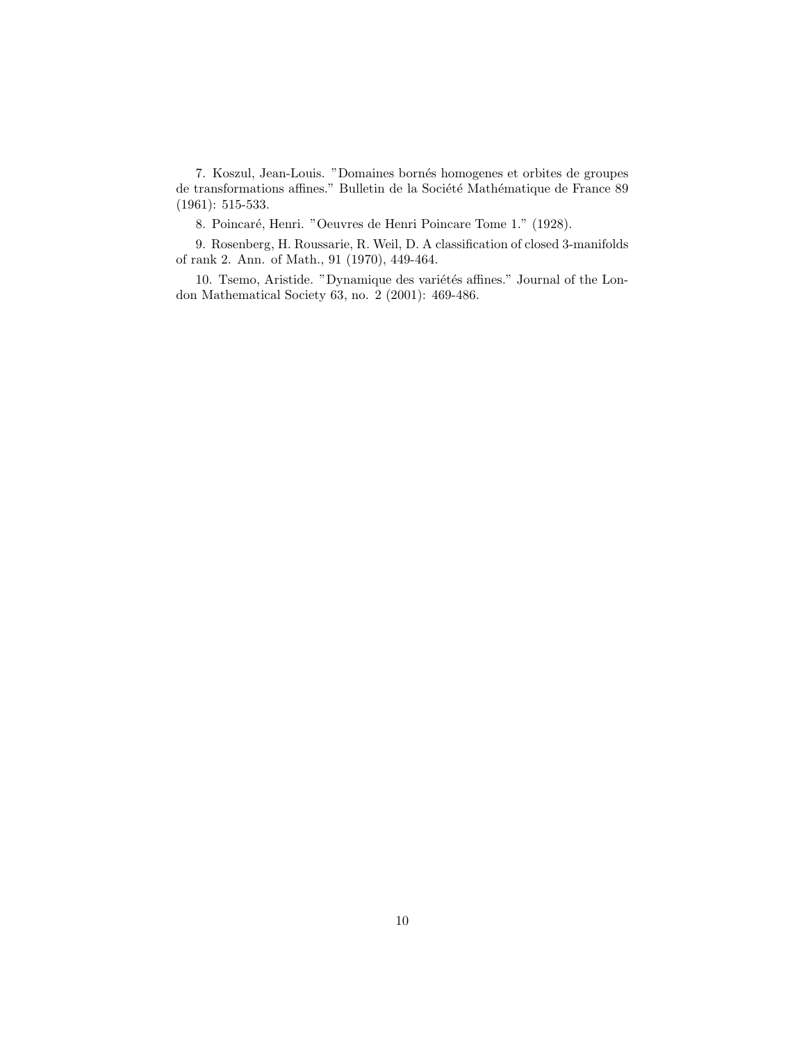7. Koszul, Jean-Louis. "Domaines bornés homogenes et orbites de groupes de transformations affines." Bulletin de la Société Mathématique de France 89 (1961): 515-533.

8. Poincaré, Henri. "Oeuvres de Henri Poincare Tome 1." (1928).

9. Rosenberg, H. Roussarie, R. Weil, D. A classification of closed 3-manifolds of rank 2. Ann. of Math., 91 (1970), 449-464.

10. Tsemo, Aristide. "Dynamique des variétés affines." Journal of the London Mathematical Society 63, no. 2 (2001): 469-486.